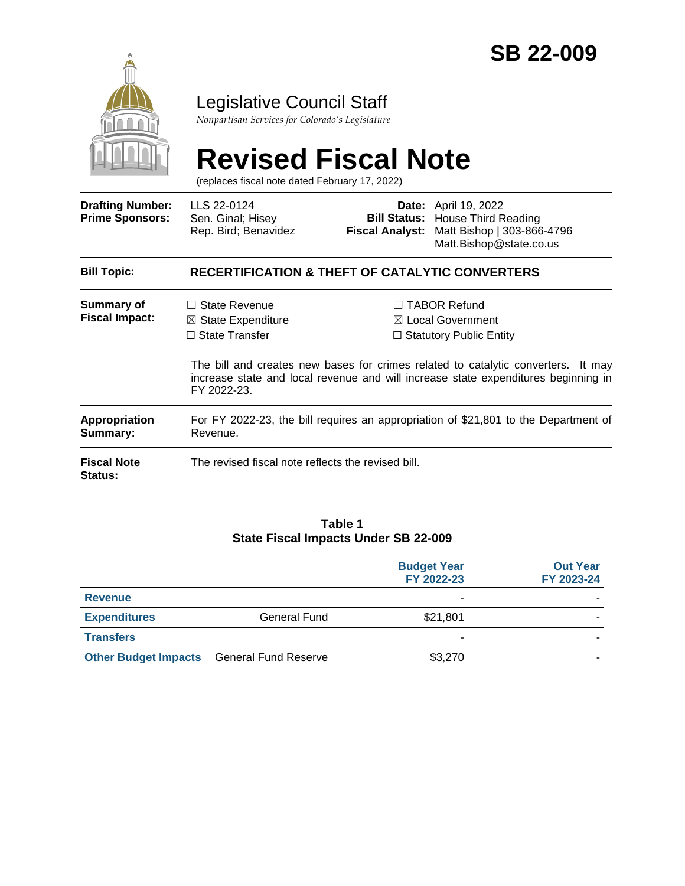# SB 22-009

## Legislative Council Staff

*Nonpartisan Services for Colorado's Legislature*

# Revised Fiscal Note

(replaces fiscal note dated February 17, 2022)

| | | | |
|---|---|---|---|
| **Drafting Number:** | LLS 22-0124 | **Date:** | April 19, 2022 |
| **Prime Sponsors:** | Sen. Ginal; Hisey<br>Rep. Bird; Benavidez | **Bill Status:** | House Third Reading |
| | | **Fiscal Analyst:** | Matt Bishop \| 303-866-4796<br>Matt.Bishop@state.co.us |

**Bill Topic:** **RECERTIFICATION & THEFT OF CATALYTIC CONVERTERS**

**Summary of Fiscal Impact:**

- ☐ State Revenue
- ☒ State Expenditure
- ☐ State Transfer
- ☐ TABOR Refund
- ☒ Local Government
- ☐ Statutory Public Entity

The bill and creates new bases for crimes related to catalytic converters. It may increase state and local revenue and will increase state expenditures beginning in FY 2022-23.

**Appropriation Summary:** For FY 2022-23, the bill requires an appropriation of $21,801 to the Department of Revenue.

**Fiscal Note Status:** The revised fiscal note reflects the revised bill.

**Table 1**
**State Fiscal Impacts Under SB 22-009**

| | | Budget Year FY 2022-23 | Out Year FY 2023-24 |
|---|---|---|---|
| **Revenue** | | - | - |
| **Expenditures** | General Fund | $21,801 | - |
| **Transfers** | | - | - |
| **Other Budget Impacts** | General Fund Reserve | $3,270 | - |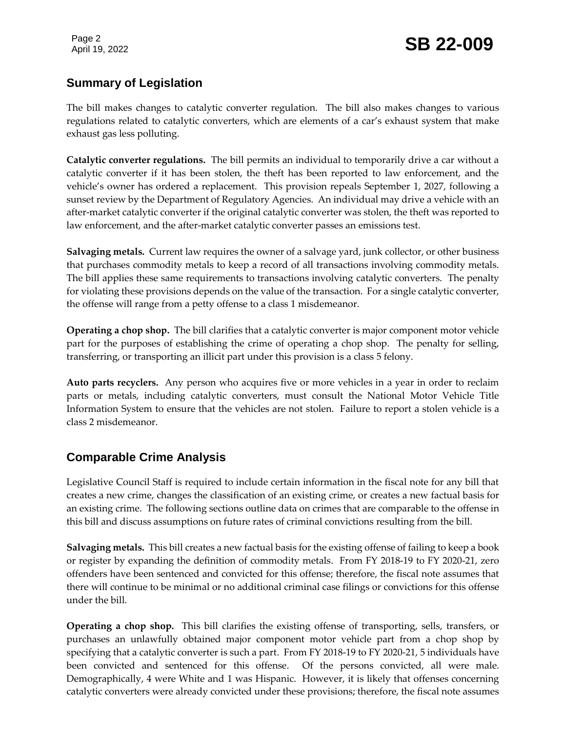## Summary of Legislation

The bill makes changes to catalytic converter regulation. The bill also makes changes to various regulations related to catalytic converters, which are elements of a car's exhaust system that make exhaust gas less polluting.

**Catalytic converter regulations.** The bill permits an individual to temporarily drive a car without a catalytic converter if it has been stolen, the theft has been reported to law enforcement, and the vehicle's owner has ordered a replacement. This provision repeals September 1, 2027, following a sunset review by the Department of Regulatory Agencies. An individual may drive a vehicle with an after-market catalytic converter if the original catalytic converter was stolen, the theft was reported to law enforcement, and the after-market catalytic converter passes an emissions test.

**Salvaging metals.** Current law requires the owner of a salvage yard, junk collector, or other business that purchases commodity metals to keep a record of all transactions involving commodity metals. The bill applies these same requirements to transactions involving catalytic converters. The penalty for violating these provisions depends on the value of the transaction. For a single catalytic converter, the offense will range from a petty offense to a class 1 misdemeanor.

**Operating a chop shop.** The bill clarifies that a catalytic converter is major component motor vehicle part for the purposes of establishing the crime of operating a chop shop. The penalty for selling, transferring, or transporting an illicit part under this provision is a class 5 felony.

**Auto parts recyclers.** Any person who acquires five or more vehicles in a year in order to reclaim parts or metals, including catalytic converters, must consult the National Motor Vehicle Title Information System to ensure that the vehicles are not stolen. Failure to report a stolen vehicle is a class 2 misdemeanor.

## Comparable Crime Analysis

Legislative Council Staff is required to include certain information in the fiscal note for any bill that creates a new crime, changes the classification of an existing crime, or creates a new factual basis for an existing crime. The following sections outline data on crimes that are comparable to the offense in this bill and discuss assumptions on future rates of criminal convictions resulting from the bill.

**Salvaging metals.** This bill creates a new factual basis for the existing offense of failing to keep a book or register by expanding the definition of commodity metals. From FY 2018-19 to FY 2020-21, zero offenders have been sentenced and convicted for this offense; therefore, the fiscal note assumes that there will continue to be minimal or no additional criminal case filings or convictions for this offense under the bill.

**Operating a chop shop.** This bill clarifies the existing offense of transporting, sells, transfers, or purchases an unlawfully obtained major component motor vehicle part from a chop shop by specifying that a catalytic converter is such a part. From FY 2018-19 to FY 2020-21, 5 individuals have been convicted and sentenced for this offense. Of the persons convicted, all were male. Demographically, 4 were White and 1 was Hispanic. However, it is likely that offenses concerning catalytic converters were already convicted under these provisions; therefore, the fiscal note assumes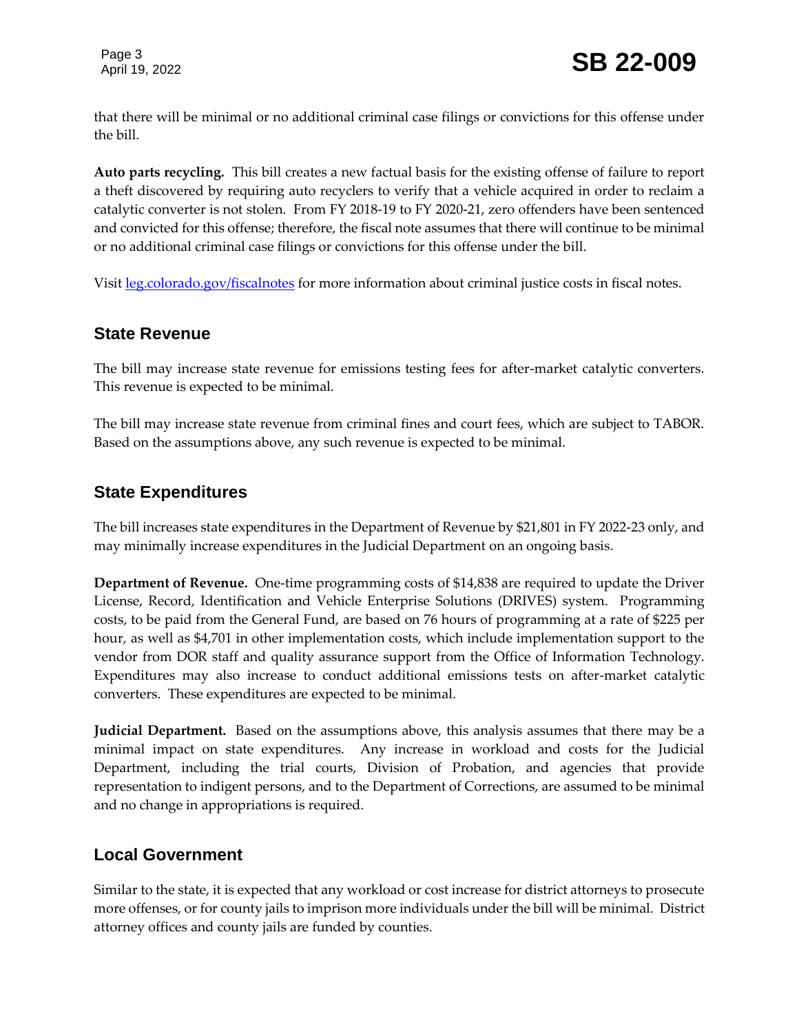that there will be minimal or no additional criminal case filings or convictions for this offense under the bill.

**Auto parts recycling.** This bill creates a new factual basis for the existing offense of failure to report a theft discovered by requiring auto recyclers to verify that a vehicle acquired in order to reclaim a catalytic converter is not stolen. From FY 2018-19 to FY 2020-21, zero offenders have been sentenced and convicted for this offense; therefore, the fiscal note assumes that there will continue to be minimal or no additional criminal case filings or convictions for this offense under the bill.

Visit [leg.colorado.gov/fiscalnotes](leg.colorado.gov/fiscalnotes) for more information about criminal justice costs in fiscal notes.

## State Revenue

The bill may increase state revenue for emissions testing fees for after-market catalytic converters. This revenue is expected to be minimal.

The bill may increase state revenue from criminal fines and court fees, which are subject to TABOR. Based on the assumptions above, any such revenue is expected to be minimal.

## State Expenditures

The bill increases state expenditures in the Department of Revenue by $21,801 in FY 2022-23 only, and may minimally increase expenditures in the Judicial Department on an ongoing basis.

**Department of Revenue.** One-time programming costs of $14,838 are required to update the Driver License, Record, Identification and Vehicle Enterprise Solutions (DRIVES) system. Programming costs, to be paid from the General Fund, are based on 76 hours of programming at a rate of $225 per hour, as well as $4,701 in other implementation costs, which include implementation support to the vendor from DOR staff and quality assurance support from the Office of Information Technology. Expenditures may also increase to conduct additional emissions tests on after-market catalytic converters. These expenditures are expected to be minimal.

**Judicial Department.** Based on the assumptions above, this analysis assumes that there may be a minimal impact on state expenditures. Any increase in workload and costs for the Judicial Department, including the trial courts, Division of Probation, and agencies that provide representation to indigent persons, and to the Department of Corrections, are assumed to be minimal and no change in appropriations is required.

## Local Government

Similar to the state, it is expected that any workload or cost increase for district attorneys to prosecute more offenses, or for county jails to imprison more individuals under the bill will be minimal. District attorney offices and county jails are funded by counties.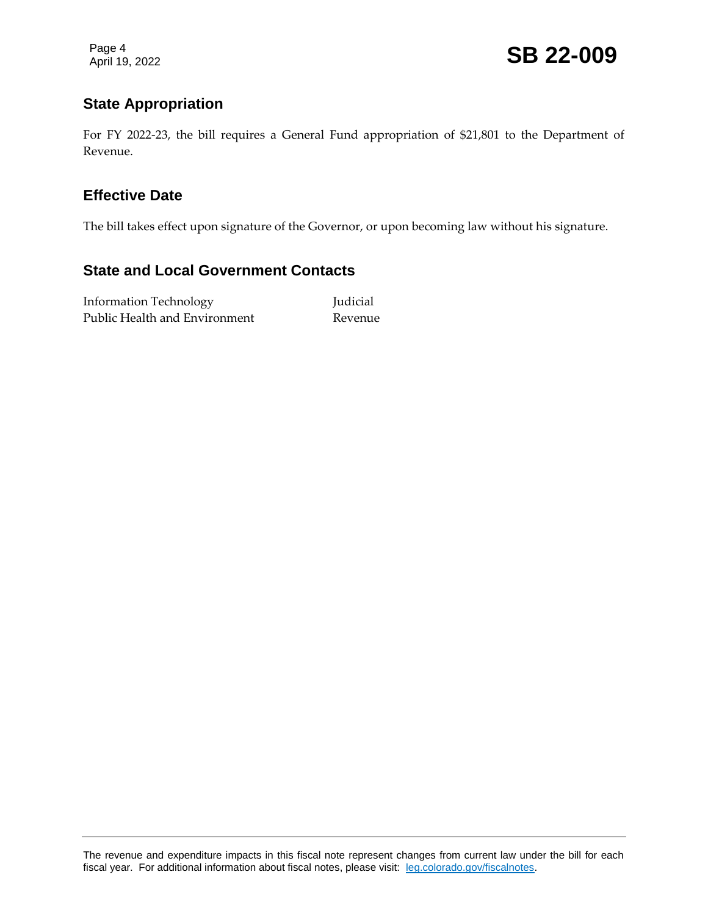## State Appropriation

For FY 2022-23, the bill requires a General Fund appropriation of $21,801 to the Department of Revenue.

## Effective Date

The bill takes effect upon signature of the Governor, or upon becoming law without his signature.

## State and Local Government Contacts

| | |
|---|---|
| Information Technology | Judicial |
| Public Health and Environment | Revenue |

The revenue and expenditure impacts in this fiscal note represent changes from current law under the bill for each fiscal year. For additional information about fiscal notes, please visit: leg.colorado.gov/fiscalnotes.